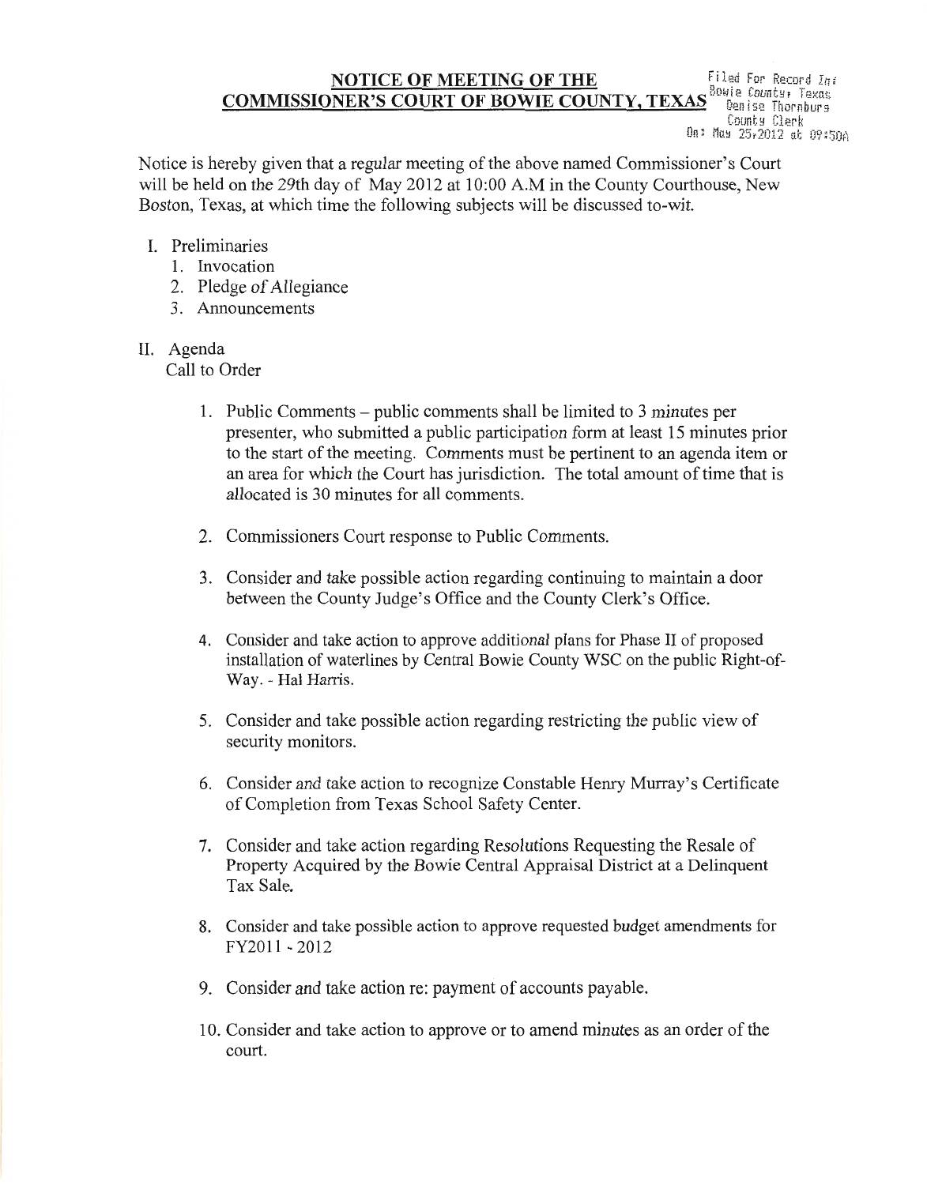Filed For Record In: Bowie County, Texas
Denise Thornburg
County Clerk
On: May 25,2012 at 09:50A

# NOTICE OF MEETING OF THE COMMISSIONER'S COURT OF BOWIE COUNTY, TEXAS

Notice is hereby given that a regular meeting of the above named Commissioner's Court will be held on the 29th day of May 2012 at 10:00 A.M in the County Courthouse, New Boston, Texas, at which time the following subjects will be discussed to-wit.

I. Preliminaries
   1. Invocation
   2. Pledge of Allegiance
   3. Announcements

II. Agenda
   Call to Order

   1. Public Comments – public comments shall be limited to 3 minutes per presenter, who submitted a public participation form at least 15 minutes prior to the start of the meeting. Comments must be pertinent to an agenda item or an area for which the Court has jurisdiction. The total amount of time that is allocated is 30 minutes for all comments.

   2. Commissioners Court response to Public Comments.

   3. Consider and take possible action regarding continuing to maintain a door between the County Judge's Office and the County Clerk's Office.

   4. Consider and take action to approve additional plans for Phase II of proposed installation of waterlines by Central Bowie County WSC on the public Right-of-Way. - Hal Harris.

   5. Consider and take possible action regarding restricting the public view of security monitors.

   6. Consider and take action to recognize Constable Henry Murray's Certificate of Completion from Texas School Safety Center.

   7. Consider and take action regarding Resolutions Requesting the Resale of Property Acquired by the Bowie Central Appraisal District at a Delinquent Tax Sale.

   8. Consider and take possible action to approve requested budget amendments for FY2011 - 2012

   9. Consider and take action re: payment of accounts payable.

   10. Consider and take action to approve or to amend minutes as an order of the court.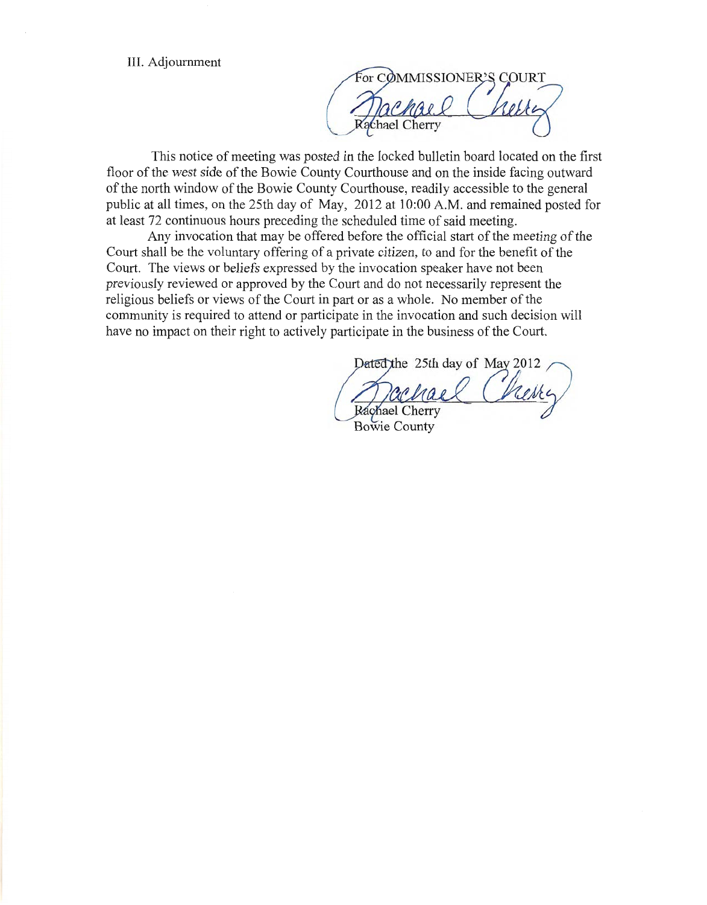III. Adjournment

For COMMISSIONER'S COURT

Rachael Cherry

This notice of meeting was posted in the locked bulletin board located on the first floor of the west side of the Bowie County Courthouse and on the inside facing outward of the north window of the Bowie County Courthouse, readily accessible to the general public at all times, on the 25th day of May, 2012 at 10:00 A.M. and remained posted for at least 72 continuous hours preceding the scheduled time of said meeting.

Any invocation that may be offered before the official start of the meeting of the Court shall be the voluntary offering of a private citizen, to and for the benefit of the Court. The views or beliefs expressed by the invocation speaker have not been previously reviewed or approved by the Court and do not necessarily represent the religious beliefs or views of the Court in part or as a whole. No member of the community is required to attend or participate in the invocation and such decision will have no impact on their right to actively participate in the business of the Court.

Dated the 25th day of May 2012

Rachael Cherry
Bowie County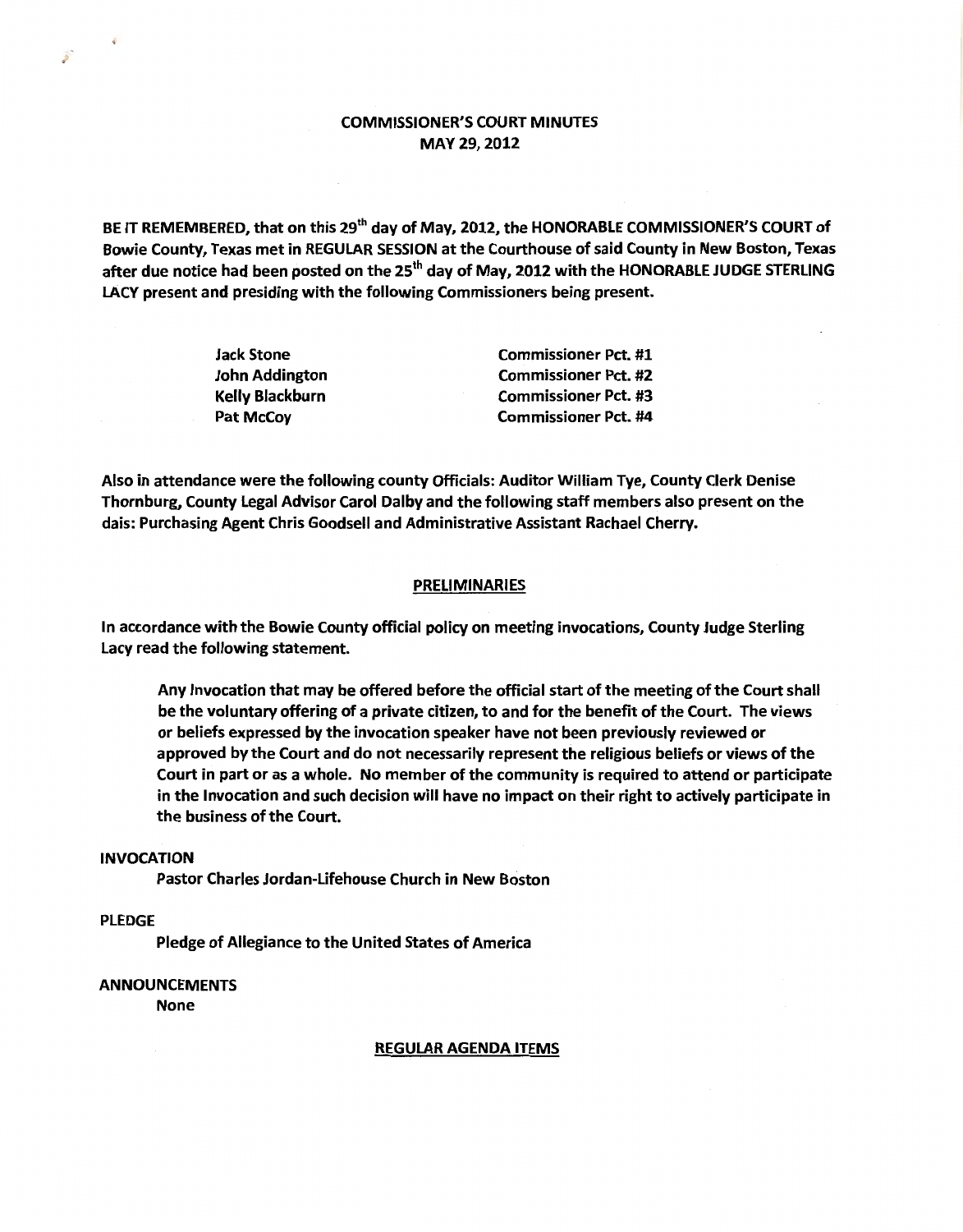# COMMISSIONER'S COURT MINUTES
## MAY 29, 2012

BE IT REMEMBERED, that on this 29th day of May, 2012, the HONORABLE COMMISSIONER'S COURT of Bowie County, Texas met in REGULAR SESSION at the Courthouse of said County in New Boston, Texas after due notice had been posted on the 25th day of May, 2012 with the HONORABLE JUDGE STERLING LACY present and presiding with the following Commissioners being present.

| | |
|---|---|
| Jack Stone | Commissioner Pct. #1 |
| John Addington | Commissioner Pct. #2 |
| Kelly Blackburn | Commissioner Pct. #3 |
| Pat McCoy | Commissioner Pct. #4 |

Also in attendance were the following county Officials: Auditor William Tye, County Clerk Denise Thornburg, County Legal Advisor Carol Dalby and the following staff members also present on the dais: Purchasing Agent Chris Goodsell and Administrative Assistant Rachael Cherry.

## PRELIMINARIES

In accordance with the Bowie County official policy on meeting invocations, County Judge Sterling Lacy read the following statement.

> Any Invocation that may be offered before the official start of the meeting of the Court shall be the voluntary offering of a private citizen, to and for the benefit of the Court. The views or beliefs expressed by the invocation speaker have not been previously reviewed or approved by the Court and do not necessarily represent the religious beliefs or views of the Court in part or as a whole. No member of the community is required to attend or participate in the Invocation and such decision will have no impact on their right to actively participate in the business of the Court.

**INVOCATION**

Pastor Charles Jordan-Lifehouse Church in New Boston

**PLEDGE**

Pledge of Allegiance to the United States of America

**ANNOUNCEMENTS**

None

## REGULAR AGENDA ITEMS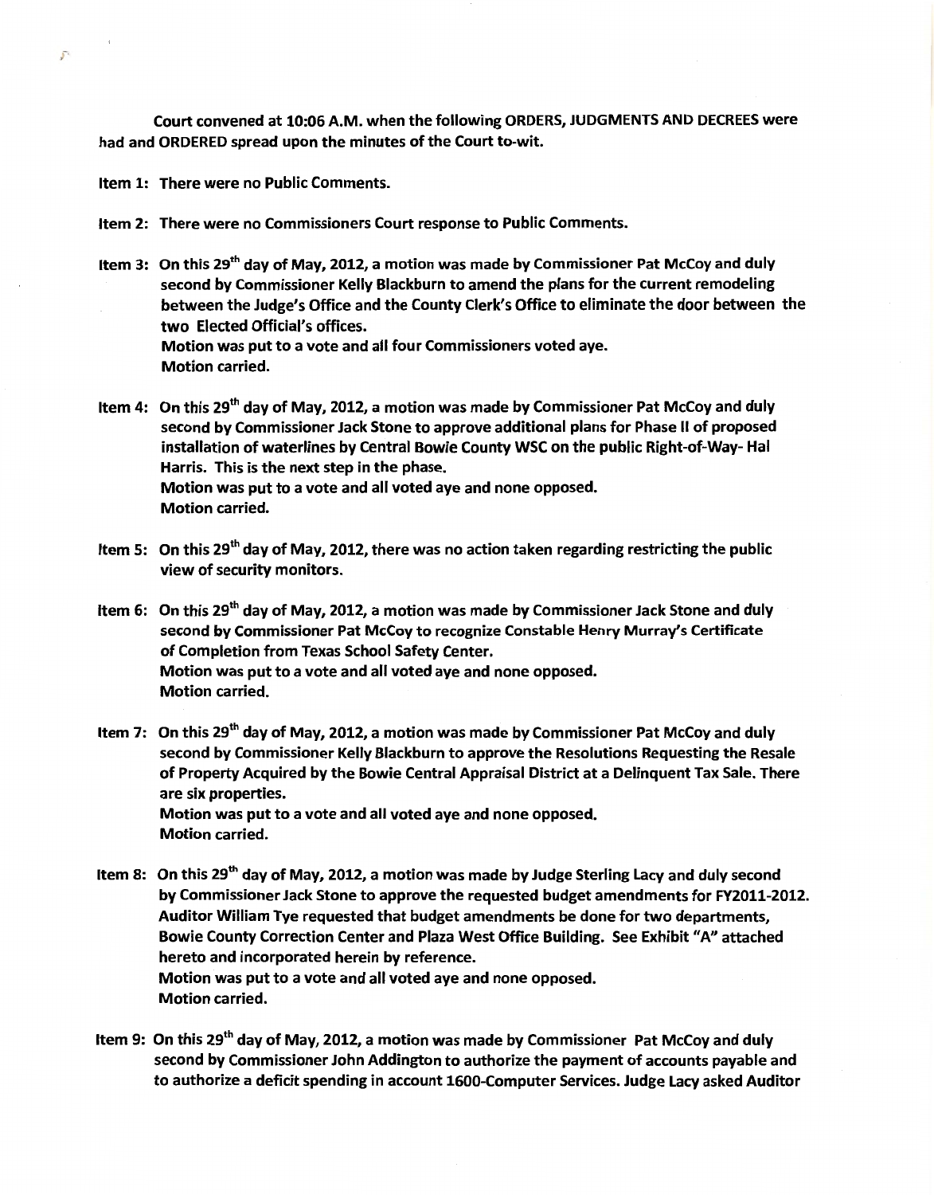**Court convened at 10:06 A.M. when the following ORDERS, JUDGMENTS AND DECREES were had and ORDERED spread upon the minutes of the Court to-wit.**

**Item 1: There were no Public Comments.**

**Item 2: There were no Commissioners Court response to Public Comments.**

**Item 3: On this 29th day of May, 2012, a motion was made by Commissioner Pat McCoy and duly second by Commissioner Kelly Blackburn to amend the plans for the current remodeling between the Judge's Office and the County Clerk's Office to eliminate the door between the two Elected Official's offices.**
**Motion was put to a vote and all four Commissioners voted aye.**
**Motion carried.**

**Item 4: On this 29th day of May, 2012, a motion was made by Commissioner Pat McCoy and duly second by Commissioner Jack Stone to approve additional plans for Phase II of proposed installation of waterlines by Central Bowie County WSC on the public Right-of-Way- Hal Harris. This is the next step in the phase.**
**Motion was put to a vote and all voted aye and none opposed.**
**Motion carried.**

**Item 5: On this 29th day of May, 2012, there was no action taken regarding restricting the public view of security monitors.**

**Item 6: On this 29th day of May, 2012, a motion was made by Commissioner Jack Stone and duly second by Commissioner Pat McCoy to recognize Constable Henry Murray's Certificate of Completion from Texas School Safety Center.**
**Motion was put to a vote and all voted aye and none opposed.**
**Motion carried.**

**Item 7: On this 29th day of May, 2012, a motion was made by Commissioner Pat McCoy and duly second by Commissioner Kelly Blackburn to approve the Resolutions Requesting the Resale of Property Acquired by the Bowie Central Appraisal District at a Delinquent Tax Sale. There are six properties.**
**Motion was put to a vote and all voted aye and none opposed.**
**Motion carried.**

**Item 8: On this 29th day of May, 2012, a motion was made by Judge Sterling Lacy and duly second by Commissioner Jack Stone to approve the requested budget amendments for FY2011-2012. Auditor William Tye requested that budget amendments be done for two departments, Bowie County Correction Center and Plaza West Office Building. See Exhibit "A" attached hereto and incorporated herein by reference.**
**Motion was put to a vote and all voted aye and none opposed.**
**Motion carried.**

**Item 9: On this 29th day of May, 2012, a motion was made by Commissioner Pat McCoy and duly second by Commissioner John Addington to authorize the payment of accounts payable and to authorize a deficit spending in account 1600-Computer Services. Judge Lacy asked Auditor**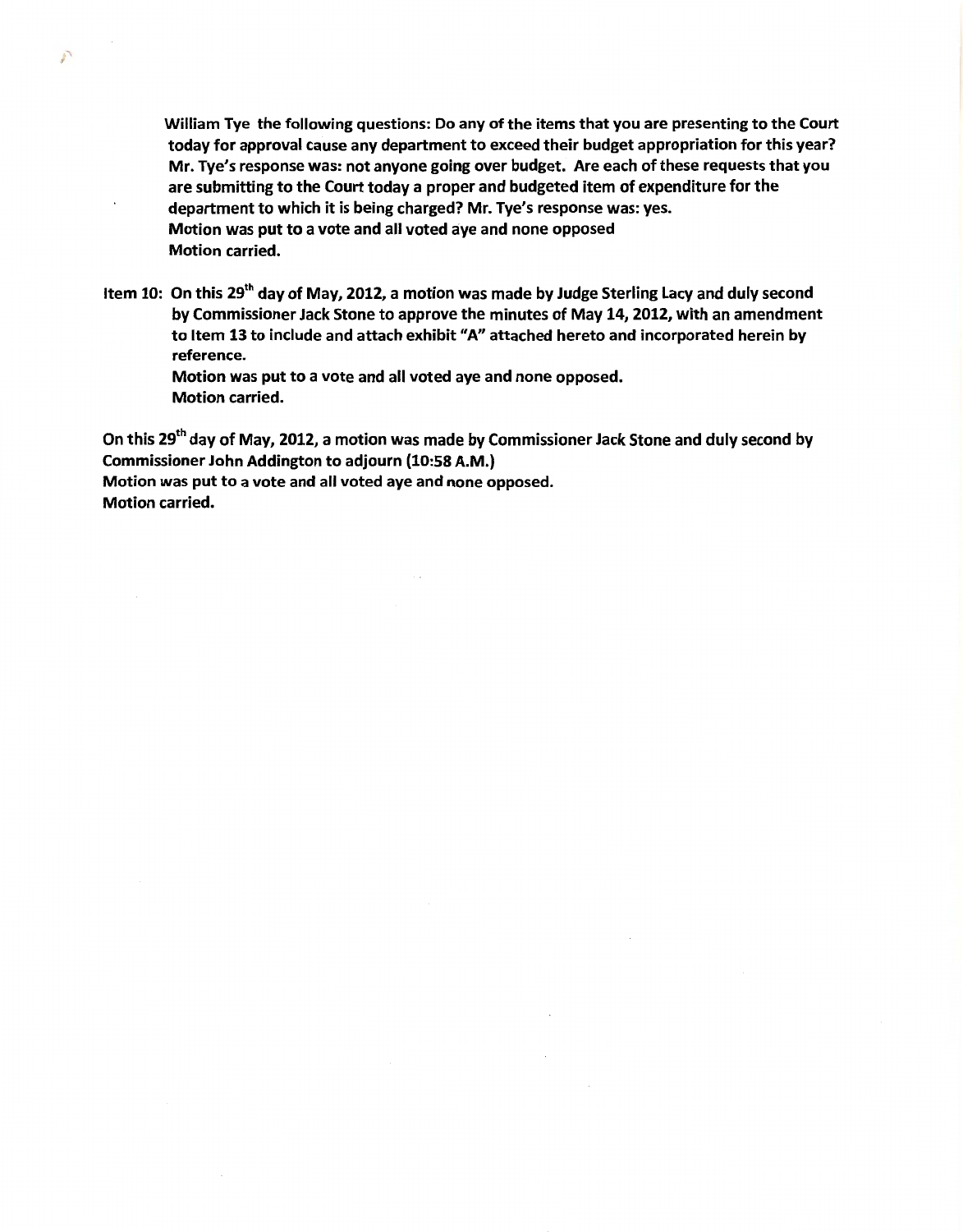**William Tye the following questions: Do any of the items that you are presenting to the Court today for approval cause any department to exceed their budget appropriation for this year? Mr. Tye's response was: not anyone going over budget. Are each of these requests that you are submitting to the Court today a proper and budgeted item of expenditure for the department to which it is being charged? Mr. Tye's response was: yes.**
**Motion was put to a vote and all voted aye and none opposed**
**Motion carried.**

**Item 10: On this 29th day of May, 2012, a motion was made by Judge Sterling Lacy and duly second by Commissioner Jack Stone to approve the minutes of May 14, 2012, with an amendment to Item 13 to include and attach exhibit "A" attached hereto and incorporated herein by reference.**
**Motion was put to a vote and all voted aye and none opposed.**
**Motion carried.**

**On this 29th day of May, 2012, a motion was made by Commissioner Jack Stone and duly second by Commissioner John Addington to adjourn (10:58 A.M.)**
**Motion was put to a vote and all voted aye and none opposed.**
**Motion carried.**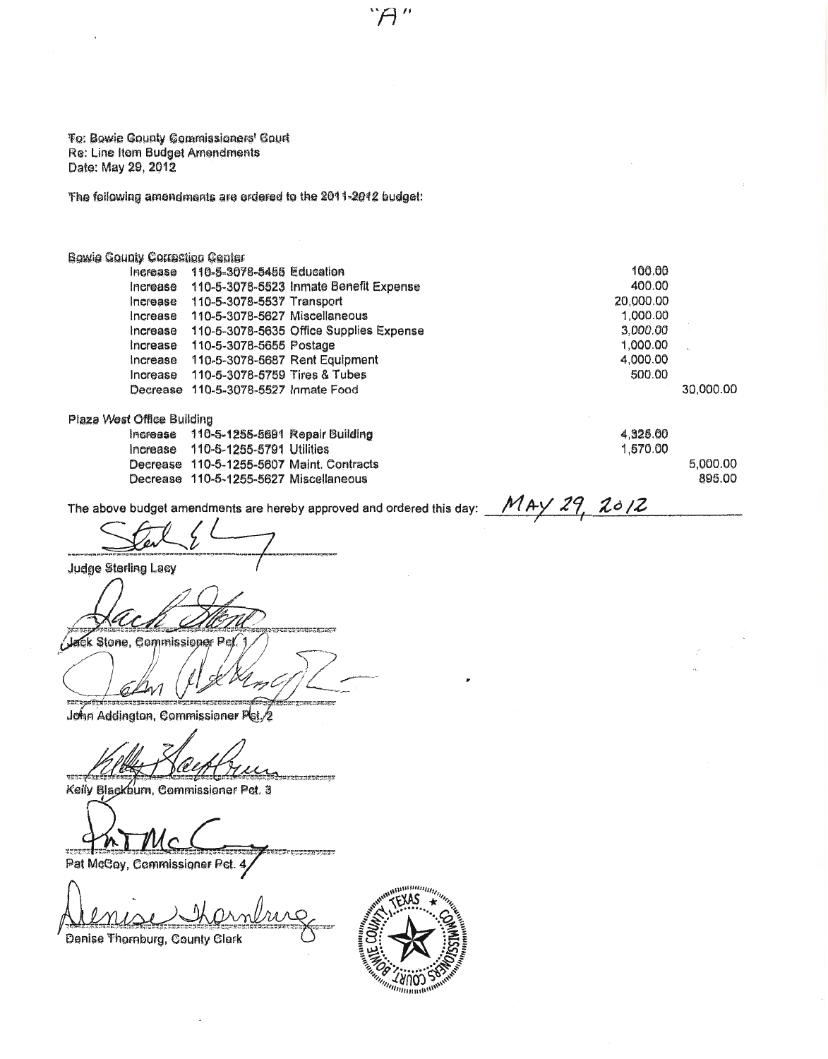"A"

To: Bowie County Commissioners' Court
Re: Line Item Budget Amendments
Date: May 29, 2012

The following amendments are ordered to the 2011-2012 budget:

Bowie County Correction Center

| | | | | |
|---|---|---|---|---|
| Increase | 110-5-3078-5455 | Education | 100.00 | |
| Increase | 110-5-3078-5523 | Inmate Benefit Expense | 400.00 | |
| Increase | 110-5-3078-5537 | Transport | 20,000.00 | |
| Increase | 110-5-3078-5627 | Miscellaneous | 1,000.00 | |
| Increase | 110-5-3078-5635 | Office Supplies Expense | 3,000.00 | |
| Increase | 110-5-3078-5655 | Postage | 1,000.00 | |
| Increase | 110-5-3078-5687 | Rent Equipment | 4,000.00 | |
| Increase | 110-5-3078-5759 | Tires & Tubes | 500.00 | |
| Decrease | 110-5-3078-5527 | Inmate Food | | 30,000.00 |

Plaza West Office Building

| | | | | |
|---|---|---|---|---|
| Increase | 110-5-1255-5691 | Repair Building | 4,325.00 | |
| Increase | 110-5-1255-5791 | Utilities | 1,570.00 | |
| Decrease | 110-5-1255-5607 | Maint. Contracts | | 5,000.00 |
| Decrease | 110-5-1255-5627 | Miscellaneous | | 895.00 |

The above budget amendments are hereby approved and ordered this day: MAY 29, 2012

Judge Sterling Lacy

Jack Stone, Commissioner Pct. 1

John Addington, Commissioner Pct. 2

Kelly Blackburn, Commissioner Pct. 3

Pat McCoy, Commissioner Pct. 4

Denise Thornburg, County Clerk

BOWIE COUNTY, TEXAS ★ COMMISSIONERS COURT